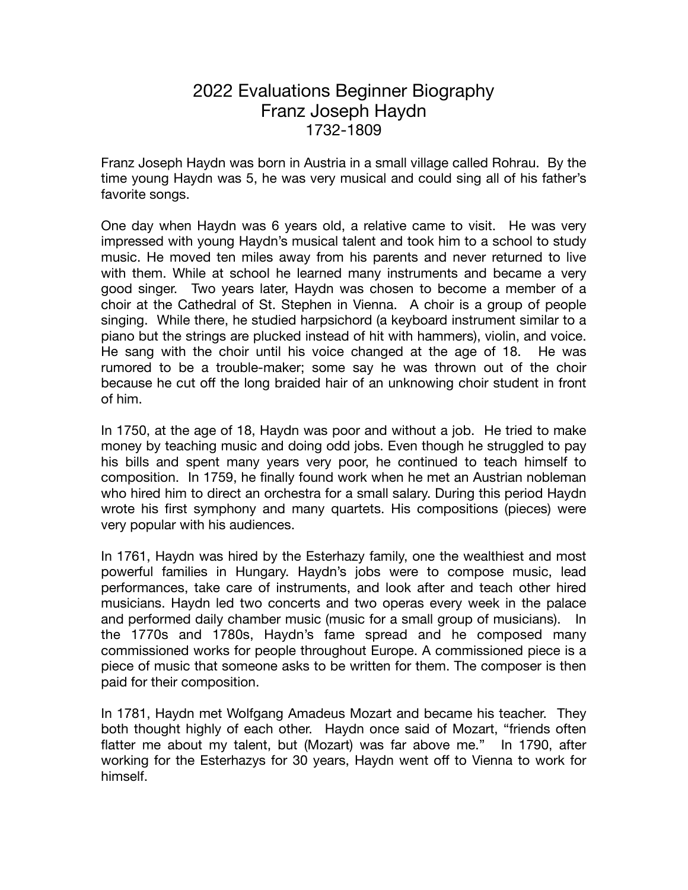# 2022 Evaluations Beginner Biography
# Franz Joseph Haydn
## 1732-1809

Franz Joseph Haydn was born in Austria in a small village called Rohrau. By the time young Haydn was 5, he was very musical and could sing all of his father's favorite songs.

One day when Haydn was 6 years old, a relative came to visit. He was very impressed with young Haydn's musical talent and took him to a school to study music. He moved ten miles away from his parents and never returned to live with them. While at school he learned many instruments and became a very good singer. Two years later, Haydn was chosen to become a member of a choir at the Cathedral of St. Stephen in Vienna. A choir is a group of people singing. While there, he studied harpsichord (a keyboard instrument similar to a piano but the strings are plucked instead of hit with hammers), violin, and voice. He sang with the choir until his voice changed at the age of 18. He was rumored to be a trouble-maker; some say he was thrown out of the choir because he cut off the long braided hair of an unknowing choir student in front of him.

In 1750, at the age of 18, Haydn was poor and without a job. He tried to make money by teaching music and doing odd jobs. Even though he struggled to pay his bills and spent many years very poor, he continued to teach himself to composition. In 1759, he finally found work when he met an Austrian nobleman who hired him to direct an orchestra for a small salary. During this period Haydn wrote his first symphony and many quartets. His compositions (pieces) were very popular with his audiences.

In 1761, Haydn was hired by the Esterhazy family, one the wealthiest and most powerful families in Hungary. Haydn's jobs were to compose music, lead performances, take care of instruments, and look after and teach other hired musicians. Haydn led two concerts and two operas every week in the palace and performed daily chamber music (music for a small group of musicians). In the 1770s and 1780s, Haydn's fame spread and he composed many commissioned works for people throughout Europe. A commissioned piece is a piece of music that someone asks to be written for them. The composer is then paid for their composition.

In 1781, Haydn met Wolfgang Amadeus Mozart and became his teacher. They both thought highly of each other. Haydn once said of Mozart, "friends often flatter me about my talent, but (Mozart) was far above me." In 1790, after working for the Esterhazys for 30 years, Haydn went off to Vienna to work for himself.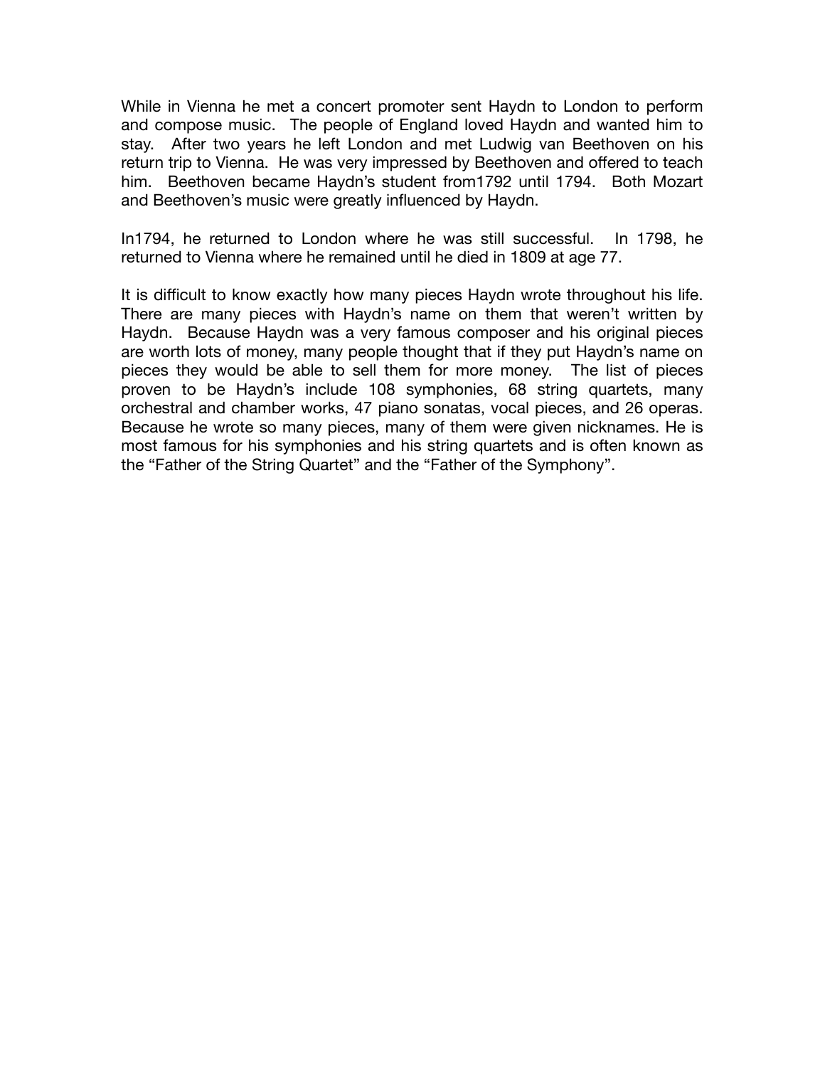While in Vienna he met a concert promoter sent Haydn to London to perform and compose music. The people of England loved Haydn and wanted him to stay. After two years he left London and met Ludwig van Beethoven on his return trip to Vienna. He was very impressed by Beethoven and offered to teach him. Beethoven became Haydn's student from1792 until 1794. Both Mozart and Beethoven's music were greatly influenced by Haydn.

In1794, he returned to London where he was still successful. In 1798, he returned to Vienna where he remained until he died in 1809 at age 77.

It is difficult to know exactly how many pieces Haydn wrote throughout his life. There are many pieces with Haydn's name on them that weren't written by Haydn. Because Haydn was a very famous composer and his original pieces are worth lots of money, many people thought that if they put Haydn's name on pieces they would be able to sell them for more money. The list of pieces proven to be Haydn's include 108 symphonies, 68 string quartets, many orchestral and chamber works, 47 piano sonatas, vocal pieces, and 26 operas. Because he wrote so many pieces, many of them were given nicknames. He is most famous for his symphonies and his string quartets and is often known as the "Father of the String Quartet" and the "Father of the Symphony".